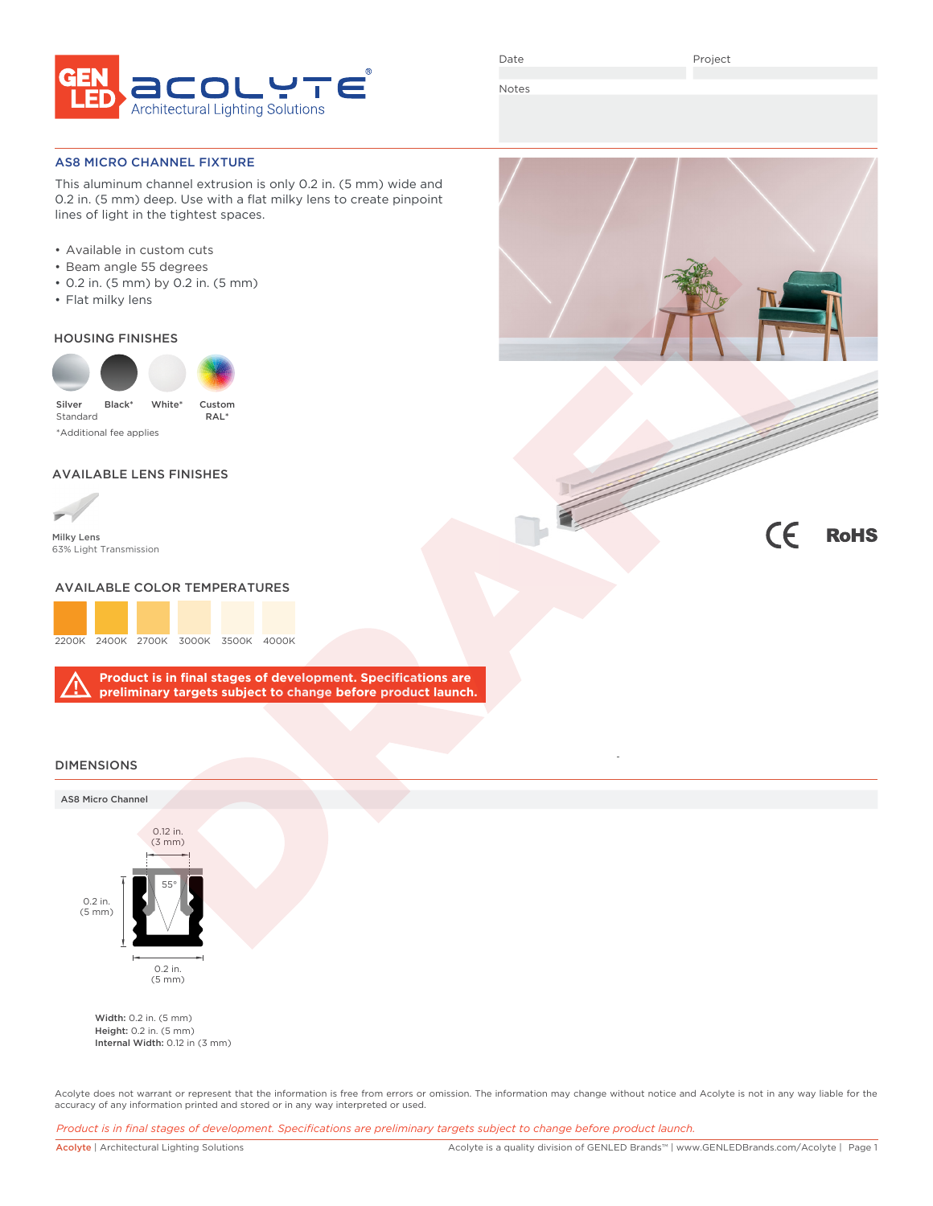GENLED ACOLYTE® Architectural Lighting Solutions

Date | Project

Notes

## AS8 MICRO CHANNEL FIXTURE

This aluminum channel extrusion is only 0.2 in. (5 mm) wide and 0.2 in. (5 mm) deep. Use with a flat milky lens to create pinpoint lines of light in the tightest spaces.

- Available in custom cuts
- Beam angle 55 degrees
- 0.2 in. (5 mm) by 0.2 in. (5 mm)
- Flat milky lens

### HOUSING FINISHES

Silver Standard | Black* | White* | Custom RAL*

*Additional fee applies

### AVAILABLE LENS FINISHES

**Milky Lens**
63% Light Transmission

### AVAILABLE COLOR TEMPERATURES

2200K | 2400K | 2700K | 3000K | 3500K | 4000K

**Product is in final stages of development. Specifications are preliminary targets subject to change before product launch.**

CE RoHS

DRAFT

## DIMENSIONS

**AS8 Micro Channel**

0.12 in. (3 mm)

55°

0.2 in. (5 mm)

0.2 in. (5 mm)

**Width:** 0.2 in. (5 mm)
**Height:** 0.2 in. (5 mm)
**Internal Width:** 0.12 in (3 mm)

Acolyte does not warrant or represent that the information is free from errors or omission. The information may change without notice and Acolyte is not in any way liable for the accuracy of any information printed and stored or in any way interpreted or used.

*Product is in final stages of development. Specifications are preliminary targets subject to change before product launch.*

Acolyte | Architectural Lighting Solutions — Acolyte is a quality division of GENLED Brands™ | www.GENLEDBrands.com/Acolyte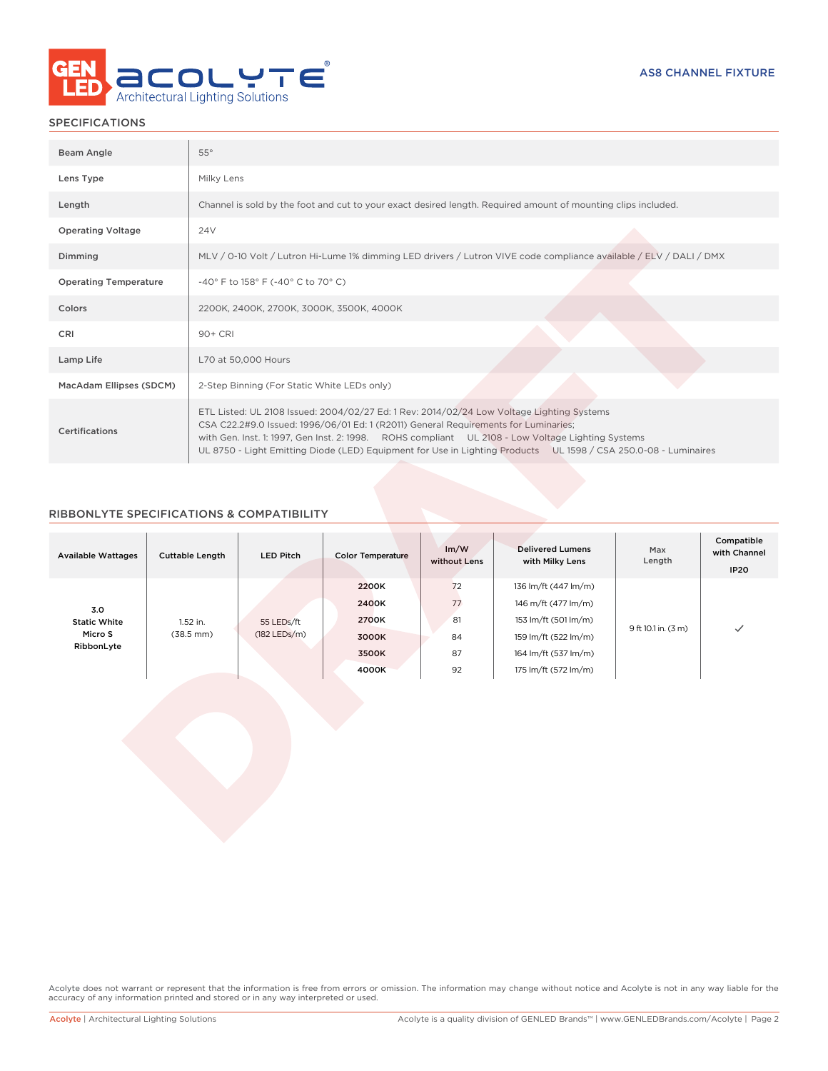AS8 CHANNEL FIXTURE

## SPECIFICATIONS

| | |
|---|---|
| Beam Angle | 55° |
| Lens Type | Milky Lens |
| Length | Channel is sold by the foot and cut to your exact desired length. Required amount of mounting clips included. |
| Operating Voltage | 24V |
| Dimming | MLV / 0-10 Volt / Lutron Hi-Lume 1% dimming LED drivers / Lutron VIVE code compliance available / ELV / DALI / DMX |
| Operating Temperature | -40° F to 158° F (-40° C to 70° C) |
| Colors | 2200K, 2400K, 2700K, 3000K, 3500K, 4000K |
| CRI | 90+ CRI |
| Lamp Life | L70 at 50,000 Hours |
| MacAdam Ellipses (SDCM) | 2-Step Binning (For Static White LEDs only) |
| Certifications | ETL Listed: UL 2108 Issued: 2004/02/27 Ed: 1 Rev: 2014/02/24 Low Voltage Lighting Systems<br>CSA C22.2#9.0 Issued: 1996/06/01 Ed: 1 (R2011) General Requirements for Luminaries;<br>with Gen. Inst. 1: 1997, Gen Inst. 2: 1998. ROHS compliant UL 2108 - Low Voltage Lighting Systems<br>UL 8750 - Light Emitting Diode (LED) Equipment for Use in Lighting Products UL 1598 / CSA 250.0-08 - Luminaires |

## RIBBONLYTE SPECIFICATIONS & COMPATIBILITY

| Available Wattages | Cuttable Length | LED Pitch | Color Temperature | lm/W without Lens | Delivered Lumens with Milky Lens | Max Length | Compatible with Channel IP20 |
|---|---|---|---|---|---|---|---|
| 3.0 Static White Micro S RibbonLyte | 1.52 in. (38.5 mm) | 55 LEDs/ft (182 LEDs/m) | 2200K | 72 | 136 lm/ft (447 lm/m) | 9 ft 10.1 in. (3 m) | ✓ |
| | | | 2400K | 77 | 146 m/ft (477 lm/m) | | |
| | | | 2700K | 81 | 153 lm/ft (501 lm/m) | | |
| | | | 3000K | 84 | 159 lm/ft (522 lm/m) | | |
| | | | 3500K | 87 | 164 lm/ft (537 lm/m) | | |
| | | | 4000K | 92 | 175 lm/ft (572 lm/m) | | |

Acolyte does not warrant or represent that the information is free from errors or omission. The information may change without notice and Acolyte is not in any way liable for the accuracy of any information printed and stored or in any way interpreted or used.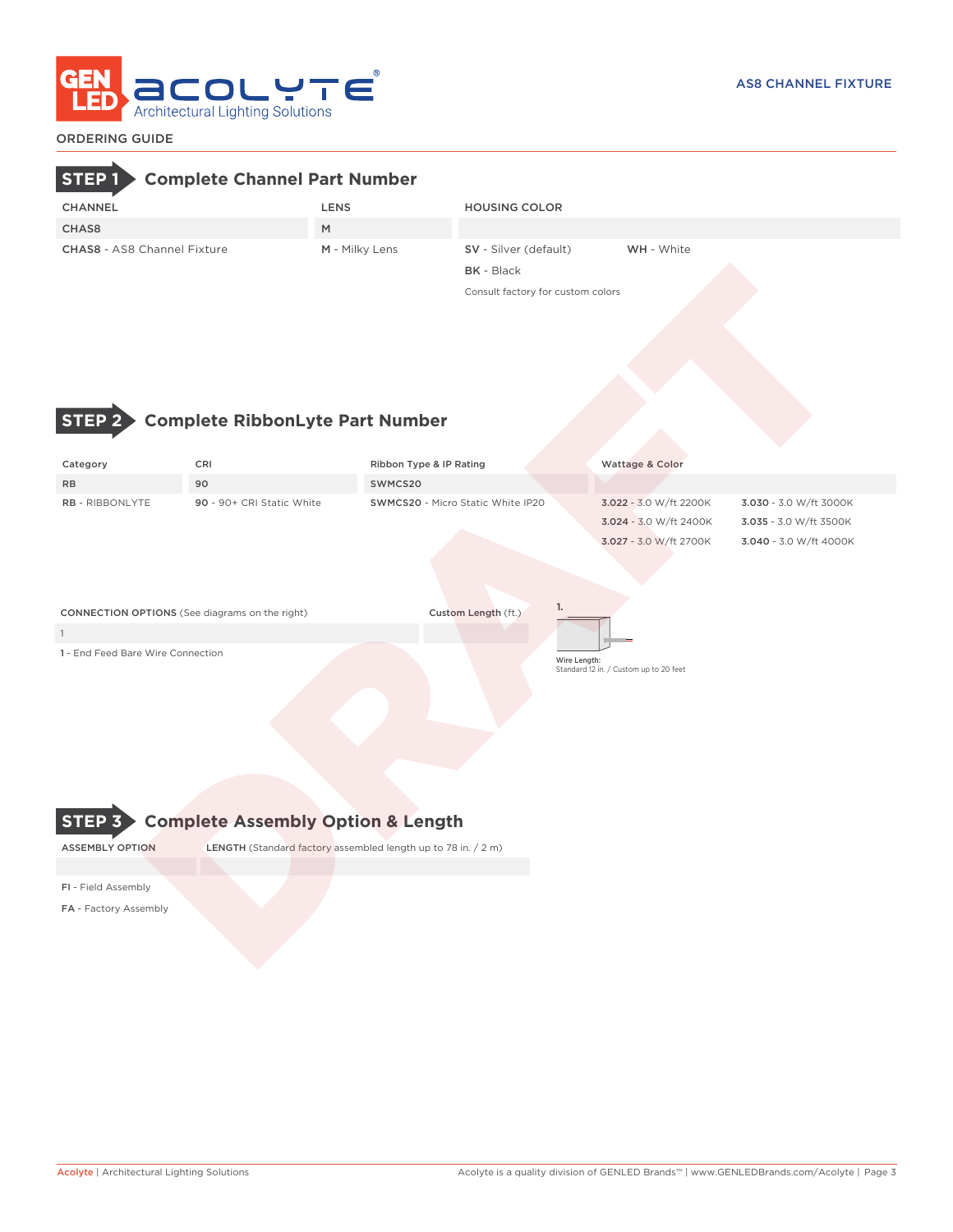AS8 CHANNEL FIXTURE

ORDERING GUIDE

## STEP 1 Complete Channel Part Number

| CHANNEL | LENS | HOUSING COLOR | |
|---|---|---|---|
| CHAS8 | M | | |
| **CHAS8** - AS8 Channel Fixture | **M** - Milky Lens | **SV** - Silver (default) | **WH** - White |
| | | **BK** - Black | |
| | | Consult factory for custom colors | |

## STEP 2 Complete RibbonLyte Part Number

| Category | CRI | Ribbon Type & IP Rating | Wattage & Color | |
|---|---|---|---|---|
| RB | 90 | SWMCS20 | | |
| **RB** - RIBBONLYTE | **90** - 90+ CRI Static White | **SWMCS20** - Micro Static White IP20 | **3.022** - 3.0 W/ft 2200K | **3.030** - 3.0 W/ft 3000K |
| | | | **3.024** - 3.0 W/ft 2400K | **3.035** - 3.0 W/ft 3500K |
| | | | **3.027** - 3.0 W/ft 2700K | **3.040** - 3.0 W/ft 4000K |

| **CONNECTION OPTIONS** (See diagrams on the right) | **Custom Length** (ft.) |
|---|---|
| 1 | |
| **1** - End Feed Bare Wire Connection | |

**1.**

Wire Length:
Standard 12 in. / Custom up to 20 feet

## STEP 3 Complete Assembly Option & Length

| ASSEMBLY OPTION | LENGTH (Standard factory assembled length up to 78 in. / 2 m) |
|---|---|
| | |
| **FI** - Field Assembly | |
| **FA** - Factory Assembly | |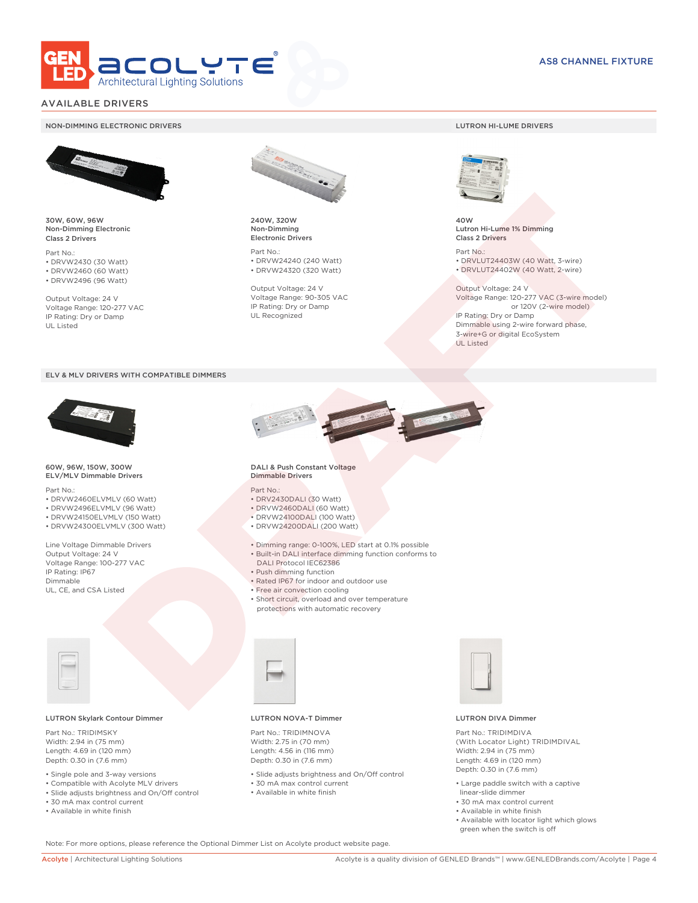AS8 CHANNEL FIXTURE

## AVAILABLE DRIVERS

### NON-DIMMING ELECTRONIC DRIVERS

**30W, 60W, 96W**
**Non-Dimming Electronic**
**Class 2 Drivers**

Part No.:
- DRVW2430 (30 Watt)
- DRVW2460 (60 Watt)
- DRVW2496 (96 Watt)

Output Voltage: 24 V
Voltage Range: 120-277 VAC
IP Rating: Dry or Damp
UL Listed

**240W, 320W**
**Non-Dimming**
**Electronic Drivers**

Part No.:
- DRVW24240 (240 Watt)
- DRVW24320 (320 Watt)

Output Voltage: 24 V
Voltage Range: 90-305 VAC
IP Rating: Dry or Damp
UL Recognized

### LUTRON HI-LUME DRIVERS

**40W**
**Lutron Hi-Lume 1% Dimming**
**Class 2 Drivers**

Part No.:
- DRVLUT24403W (40 Watt, 3-wire)
- DRVLUT24402W (40 Watt, 2-wire)

Output Voltage: 24 V
Voltage Range: 120-277 VAC (3-wire model)
or 120V (2-wire model)
IP Rating: Dry or Damp
Dimmable using 2-wire forward phase,
3-wire+G or digital EcoSystem
UL Listed

### ELV & MLV DRIVERS WITH COMPATIBLE DIMMERS

**60W, 96W, 150W, 300W**
**ELV/MLV Dimmable Drivers**

Part No.:
- DRVW2460ELVMLV (60 Watt)
- DRVW2496ELVMLV (96 Watt)
- DRVW24150ELVMLV (150 Watt)
- DRVW24300ELVMLV (300 Watt)

Line Voltage Dimmable Drivers
Output Voltage: 24 V
Voltage Range: 100-277 VAC
IP Rating: IP67
Dimmable
UL, CE, and CSA Listed

**DALI & Push Constant Voltage**
**Dimmable Drivers**

Part No.:
- DRV2430DALI (30 Watt)
- DRVW2460DALI (60 Watt)
- DRVW24100DALI (100 Watt)
- DRVW24200DALI (200 Watt)

- Dimming range: 0-100%, LED start at 0.1% possible
- Built-in DALI interface dimming function conforms to DALI Protocol IEC62386
- Push dimming function
- Rated IP67 for indoor and outdoor use
- Free air convection cooling
- Short circuit, overload and over temperature protections with automatic recovery

**LUTRON Skylark Contour Dimmer**

Part No.: TRIDIMSKY
Width: 2.94 in (75 mm)
Length: 4.69 in (120 mm)
Depth: 0.30 in (7.6 mm)

- Single pole and 3-way versions
- Compatible with Acolyte MLV drivers
- Slide adjusts brightness and On/Off control
- 30 mA max control current
- Available in white finish

**LUTRON NOVA-T Dimmer**

Part No.: TRIDIMNOVA
Width: 2.75 in (70 mm)
Length: 4.56 in (116 mm)
Depth: 0.30 in (7.6 mm)

- Slide adjusts brightness and On/Off control
- 30 mA max control current
- Available in white finish

**LUTRON DIVA Dimmer**

Part No.: TRIDIMDIVA
(With Locator Light) TRIDIMDIVAL
Width: 2.94 in (75 mm)
Length: 4.69 in (120 mm)
Depth: 0.30 in (7.6 mm)

- Large paddle switch with a captive linear-slide dimmer
- 30 mA max control current
- Available in white finish
- Available with locator light which glows green when the switch is off

Note: For more options, please reference the Optional Dimmer List on Acolyte product website page.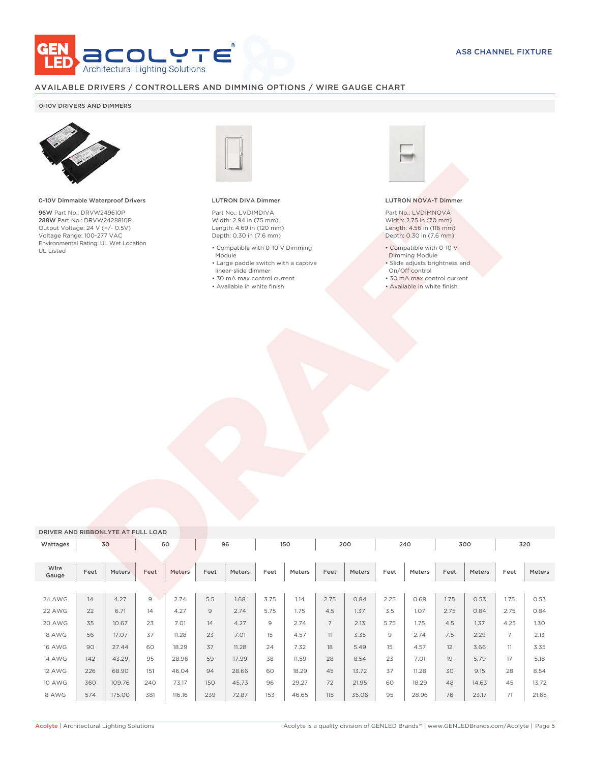## AVAILABLE DRIVERS / CONTROLLERS AND DIMMING OPTIONS / WIRE GAUGE CHART

### 0-10V DRIVERS AND DIMMERS

**0-10V Dimmable Waterproof Drivers**

**96W** Part No.: DRVW249610P
**288W** Part No.: DRVW2428810P
Output Voltage: 24 V (+/- 0.5V)
Voltage Range: 100-277 VAC
Environmental Rating: UL Wet Location
UL Listed

**LUTRON DIVA Dimmer**

Part No.: LVDIMDIVA
Width: 2.94 in (75 mm)
Length: 4.69 in (120 mm)
Depth: 0.30 in (7.6 mm)

- Compatible with 0-10 V Dimming Module
- Large paddle switch with a captive linear-slide dimmer
- 30 mA max control current
- Available in white finish

**LUTRON NOVA-T Dimmer**

Part No.: LVDIMNOVA
Width: 2.75 in (70 mm)
Length: 4.56 in (116 mm)
Depth: 0.30 in (7.6 mm)

- Compatible with 0-10 V Dimming Module
- Slide adjusts brightness and On/Off control
- 30 mA max control current
- Available in white finish

### DRIVER AND RIBBONLYTE AT FULL LOAD

| Wattages | 30 | | 60 | | 96 | | 150 | | 200 | | 240 | | 300 | | 320 | |
|---|---|---|---|---|---|---|---|---|---|---|---|---|---|---|---|---|
| Wire Gauge | Feet | Meters | Feet | Meters | Feet | Meters | Feet | Meters | Feet | Meters | Feet | Meters | Feet | Meters | Feet | Meters |
| 24 AWG | 14 | 4.27 | 9 | 2.74 | 5.5 | 1.68 | 3.75 | 1.14 | 2.75 | 0.84 | 2.25 | 0.69 | 1.75 | 0.53 | 1.75 | 0.53 |
| 22 AWG | 22 | 6.71 | 14 | 4.27 | 9 | 2.74 | 5.75 | 1.75 | 4.5 | 1.37 | 3.5 | 1.07 | 2.75 | 0.84 | 2.75 | 0.84 |
| 20 AWG | 35 | 10.67 | 23 | 7.01 | 14 | 4.27 | 9 | 2.74 | 7 | 2.13 | 5.75 | 1.75 | 4.5 | 1.37 | 4.25 | 1.30 |
| 18 AWG | 56 | 17.07 | 37 | 11.28 | 23 | 7.01 | 15 | 4.57 | 11 | 3.35 | 9 | 2.74 | 7.5 | 2.29 | 7 | 2.13 |
| 16 AWG | 90 | 27.44 | 60 | 18.29 | 37 | 11.28 | 24 | 7.32 | 18 | 5.49 | 15 | 4.57 | 12 | 3.66 | 11 | 3.35 |
| 14 AWG | 142 | 43.29 | 95 | 28.96 | 59 | 17.99 | 38 | 11.59 | 28 | 8.54 | 23 | 7.01 | 19 | 5.79 | 17 | 5.18 |
| 12 AWG | 226 | 68.90 | 151 | 46.04 | 94 | 28.66 | 60 | 18.29 | 45 | 13.72 | 37 | 11.28 | 30 | 9.15 | 28 | 8.54 |
| 10 AWG | 360 | 109.76 | 240 | 73.17 | 150 | 45.73 | 96 | 29.27 | 72 | 21.95 | 60 | 18.29 | 48 | 14.63 | 45 | 13.72 |
| 8 AWG | 574 | 175.00 | 381 | 116.16 | 239 | 72.87 | 153 | 46.65 | 115 | 35.06 | 95 | 28.96 | 76 | 23.17 | 71 | 21.65 |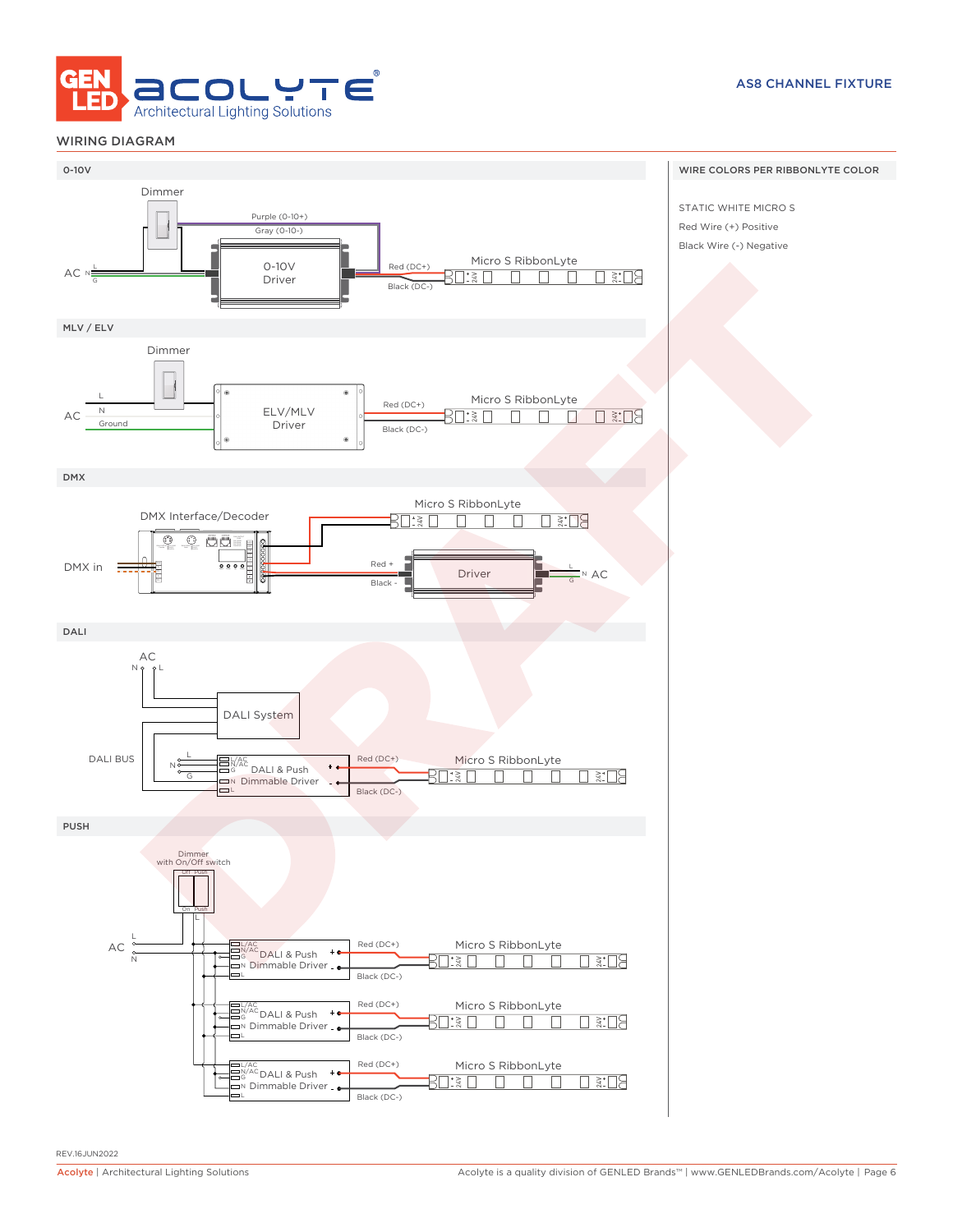## WIRING DIAGRAM

### 0-10V

Dimmer

Purple (0-10+)

Gray (0-10-)

AC L N G

0-10V Driver

Red (DC+)

Black (DC-)

Micro S RibbonLyte

### MLV / ELV

Dimmer

AC L N Ground

ELV/MLV Driver

Red (DC+)

Black (DC-)

Micro S RibbonLyte

### DMX

DMX Interface/Decoder

Micro S RibbonLyte

DMX in

Red +

Black -

Driver

L N G AC

### DALI

AC N L

DALI System

DALI BUS

DALI & Push Dimmable Driver

Red (DC+)

Black (DC-)

Micro S RibbonLyte

### PUSH

Dimmer with On/Off switch

AC L N

DALI & Push Dimmable Driver

Red (DC+)

Black (DC-)

Micro S RibbonLyte

### WIRE COLORS PER RIBBONLYTE COLOR

STATIC WHITE MICRO S

Red Wire (+) Positive

Black Wire (-) Negative

REV.16JUN2022